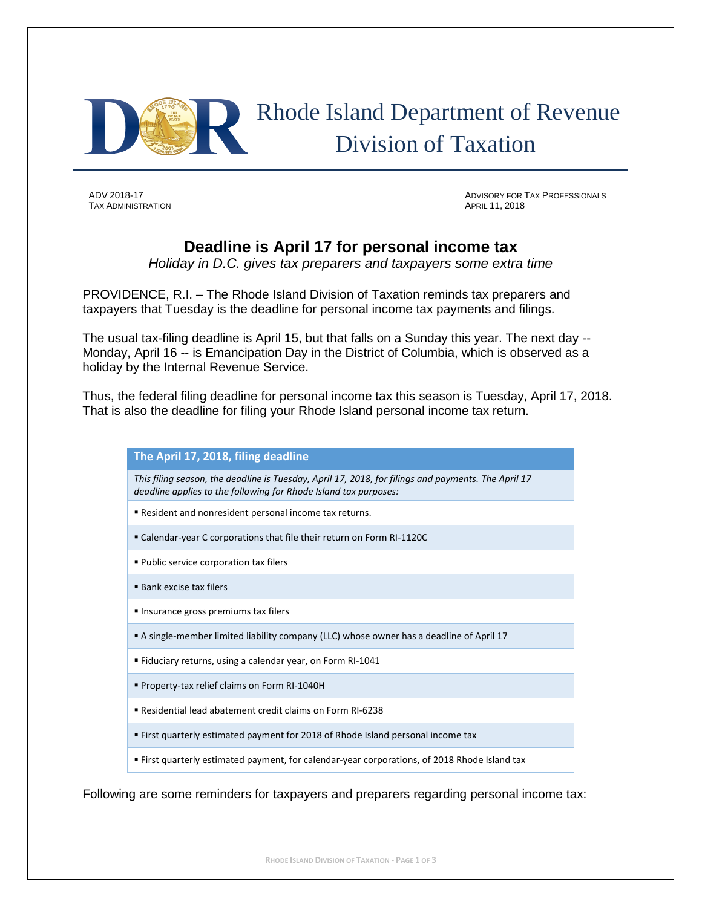Rhode Island Department of Revenue
Division of Taxation

ADV 2018-17
TAX ADMINISTRATION

ADVISORY FOR TAX PROFESSIONALS
APRIL 11, 2018

# Deadline is April 17 for personal income tax

*Holiday in D.C. gives tax preparers and taxpayers some extra time*

PROVIDENCE, R.I. – The Rhode Island Division of Taxation reminds tax preparers and taxpayers that Tuesday is the deadline for personal income tax payments and filings.

The usual tax-filing deadline is April 15, but that falls on a Sunday this year. The next day -- Monday, April 16 -- is Emancipation Day in the District of Columbia, which is observed as a holiday by the Internal Revenue Service.

Thus, the federal filing deadline for personal income tax this season is Tuesday, April 17, 2018. That is also the deadline for filing your Rhode Island personal income tax return.

| The April 17, 2018, filing deadline |
|---|
| *This filing season, the deadline is Tuesday, April 17, 2018, for filings and payments. The April 17 deadline applies to the following for Rhode Island tax purposes:* |
| ▪ Resident and nonresident personal income tax returns. |
| ▪ Calendar-year C corporations that file their return on Form RI-1120C |
| ▪ Public service corporation tax filers |
| ▪ Bank excise tax filers |
| ▪ Insurance gross premiums tax filers |
| ▪ A single-member limited liability company (LLC) whose owner has a deadline of April 17 |
| ▪ Fiduciary returns, using a calendar year, on Form RI-1041 |
| ▪ Property-tax relief claims on Form RI-1040H |
| ▪ Residential lead abatement credit claims on Form RI-6238 |
| ▪ First quarterly estimated payment for 2018 of Rhode Island personal income tax |
| ▪ First quarterly estimated payment, for calendar-year corporations, of 2018 Rhode Island tax |

Following are some reminders for taxpayers and preparers regarding personal income tax: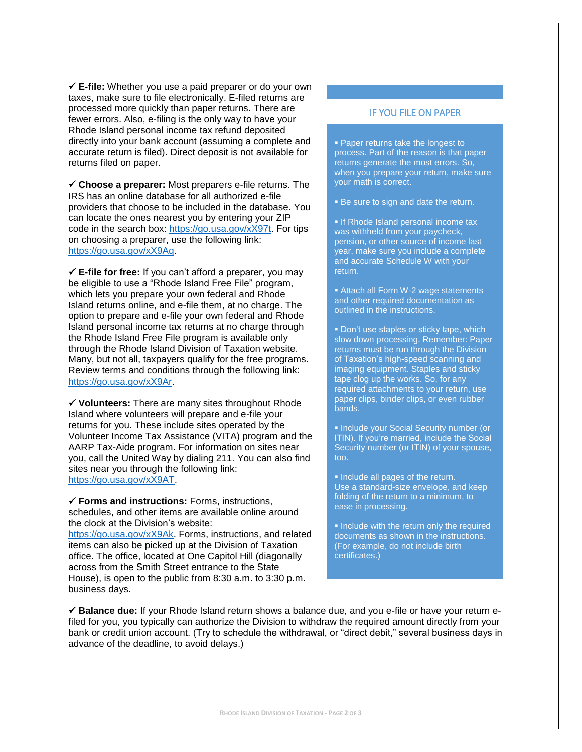✓ **E-file:** Whether you use a paid preparer or do your own taxes, make sure to file electronically. E-filed returns are processed more quickly than paper returns. There are fewer errors. Also, e-filing is the only way to have your Rhode Island personal income tax refund deposited directly into your bank account (assuming a complete and accurate return is filed). Direct deposit is not available for returns filed on paper.

✓ **Choose a preparer:** Most preparers e-file returns. The IRS has an online database for all authorized e-file providers that choose to be included in the database. You can locate the ones nearest you by entering your ZIP code in the search box: https://go.usa.gov/xX97t. For tips on choosing a preparer, use the following link: https://go.usa.gov/xX9Aq.

✓ **E-file for free:** If you can't afford a preparer, you may be eligible to use a "Rhode Island Free File" program, which lets you prepare your own federal and Rhode Island returns online, and e-file them, at no charge. The option to prepare and e-file your own federal and Rhode Island personal income tax returns at no charge through the Rhode Island Free File program is available only through the Rhode Island Division of Taxation website. Many, but not all, taxpayers qualify for the free programs. Review terms and conditions through the following link: https://go.usa.gov/xX9Ar.

✓ **Volunteers:** There are many sites throughout Rhode Island where volunteers will prepare and e-file your returns for you. These include sites operated by the Volunteer Income Tax Assistance (VITA) program and the AARP Tax-Aide program. For information on sites near you, call the United Way by dialing 211. You can also find sites near you through the following link: https://go.usa.gov/xX9AT.

✓ **Forms and instructions:** Forms, instructions, schedules, and other items are available online around the clock at the Division's website: https://go.usa.gov/xX9Ak. Forms, instructions, and related items can also be picked up at the Division of Taxation office. The office, located at One Capitol Hill (diagonally across from the Smith Street entrance to the State House), is open to the public from 8:30 a.m. to 3:30 p.m. business days.

## IF YOU FILE ON PAPER

- Paper returns take the longest to process. Part of the reason is that paper returns generate the most errors. So, when you prepare your return, make sure your math is correct.
- Be sure to sign and date the return.
- If Rhode Island personal income tax was withheld from your paycheck, pension, or other source of income last year, make sure you include a complete and accurate Schedule W with your return.
- Attach all Form W-2 wage statements and other required documentation as outlined in the instructions.
- Don't use staples or sticky tape, which slow down processing. Remember: Paper returns must be run through the Division of Taxation's high-speed scanning and imaging equipment. Staples and sticky tape clog up the works. So, for any required attachments to your return, use paper clips, binder clips, or even rubber bands.
- Include your Social Security number (or ITIN). If you're married, include the Social Security number (or ITIN) of your spouse, too.
- Include all pages of the return. Use a standard-size envelope, and keep folding of the return to a minimum, to ease in processing.
- Include with the return only the required documents as shown in the instructions. (For example, do not include birth certificates.)

✓ **Balance due:** If your Rhode Island return shows a balance due, and you e-file or have your return e-filed for you, you typically can authorize the Division to withdraw the required amount directly from your bank or credit union account. (Try to schedule the withdrawal, or "direct debit," several business days in advance of the deadline, to avoid delays.)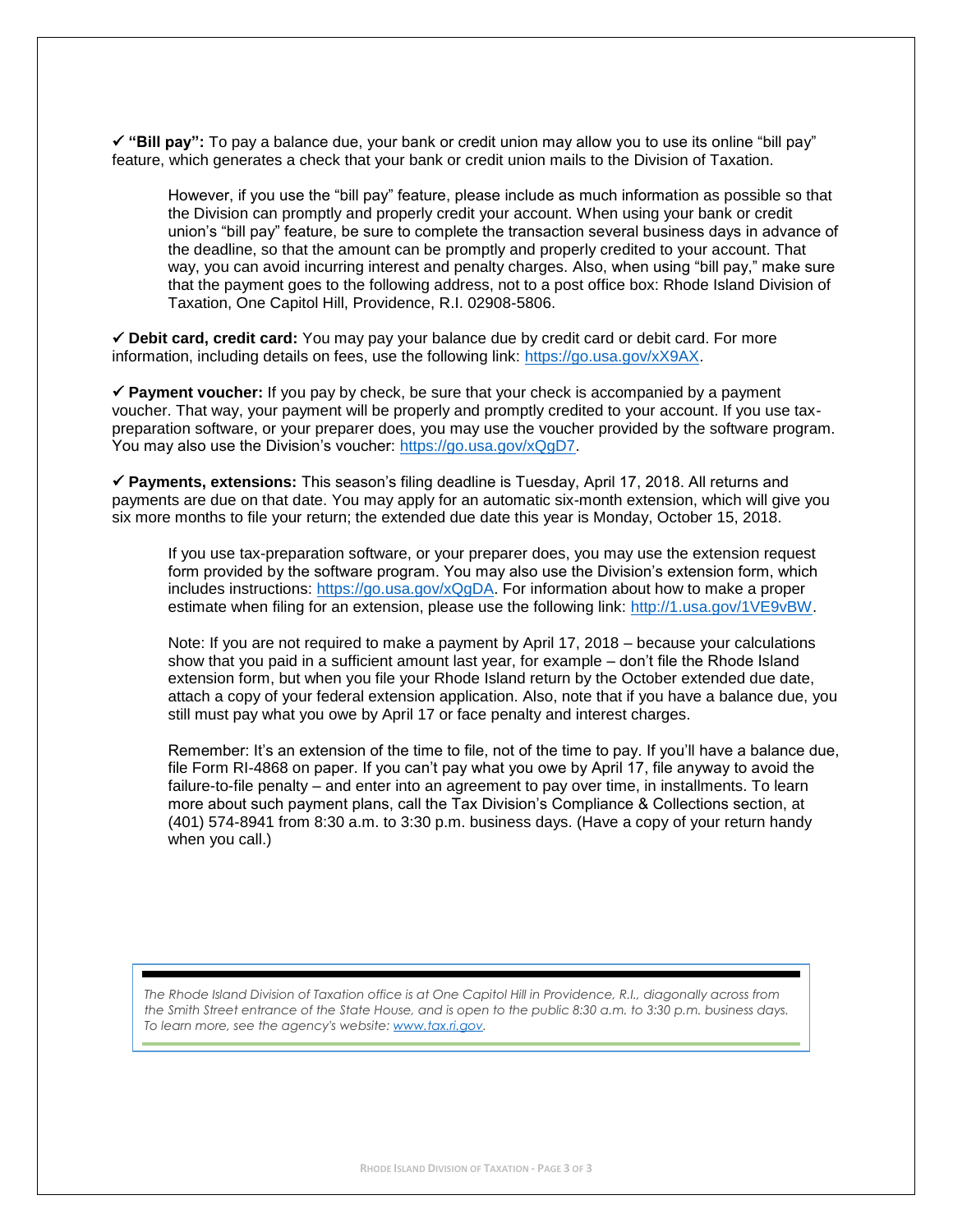✓ **"Bill pay":** To pay a balance due, your bank or credit union may allow you to use its online "bill pay" feature, which generates a check that your bank or credit union mails to the Division of Taxation.

> However, if you use the "bill pay" feature, please include as much information as possible so that the Division can promptly and properly credit your account. When using your bank or credit union's "bill pay" feature, be sure to complete the transaction several business days in advance of the deadline, so that the amount can be promptly and properly credited to your account. That way, you can avoid incurring interest and penalty charges. Also, when using "bill pay," make sure that the payment goes to the following address, not to a post office box: Rhode Island Division of Taxation, One Capitol Hill, Providence, R.I. 02908-5806.

✓ **Debit card, credit card:** You may pay your balance due by credit card or debit card. For more information, including details on fees, use the following link: https://go.usa.gov/xX9AX.

✓ **Payment voucher:** If you pay by check, be sure that your check is accompanied by a payment voucher. That way, your payment will be properly and promptly credited to your account. If you use tax-preparation software, or your preparer does, you may use the voucher provided by the software program. You may also use the Division's voucher: https://go.usa.gov/xQgD7.

✓ **Payments, extensions:** This season's filing deadline is Tuesday, April 17, 2018. All returns and payments are due on that date. You may apply for an automatic six-month extension, which will give you six more months to file your return; the extended due date this year is Monday, October 15, 2018.

> If you use tax-preparation software, or your preparer does, you may use the extension request form provided by the software program. You may also use the Division's extension form, which includes instructions: https://go.usa.gov/xQgDA. For information about how to make a proper estimate when filing for an extension, please use the following link: http://1.usa.gov/1VE9vBW.
>
> Note: If you are not required to make a payment by April 17, 2018 – because your calculations show that you paid in a sufficient amount last year, for example – don't file the Rhode Island extension form, but when you file your Rhode Island return by the October extended due date, attach a copy of your federal extension application. Also, note that if you have a balance due, you still must pay what you owe by April 17 or face penalty and interest charges.
>
> Remember: It's an extension of the time to file, not of the time to pay. If you'll have a balance due, file Form RI-4868 on paper. If you can't pay what you owe by April 17, file anyway to avoid the failure-to-file penalty – and enter into an agreement to pay over time, in installments. To learn more about such payment plans, call the Tax Division's Compliance & Collections section, at (401) 574-8941 from 8:30 a.m. to 3:30 p.m. business days. (Have a copy of your return handy when you call.)

---

*The Rhode Island Division of Taxation office is at One Capitol Hill in Providence, R.I., diagonally across from the Smith Street entrance of the State House, and is open to the public 8:30 a.m. to 3:30 p.m. business days. To learn more, see the agency's website: www.tax.ri.gov.*